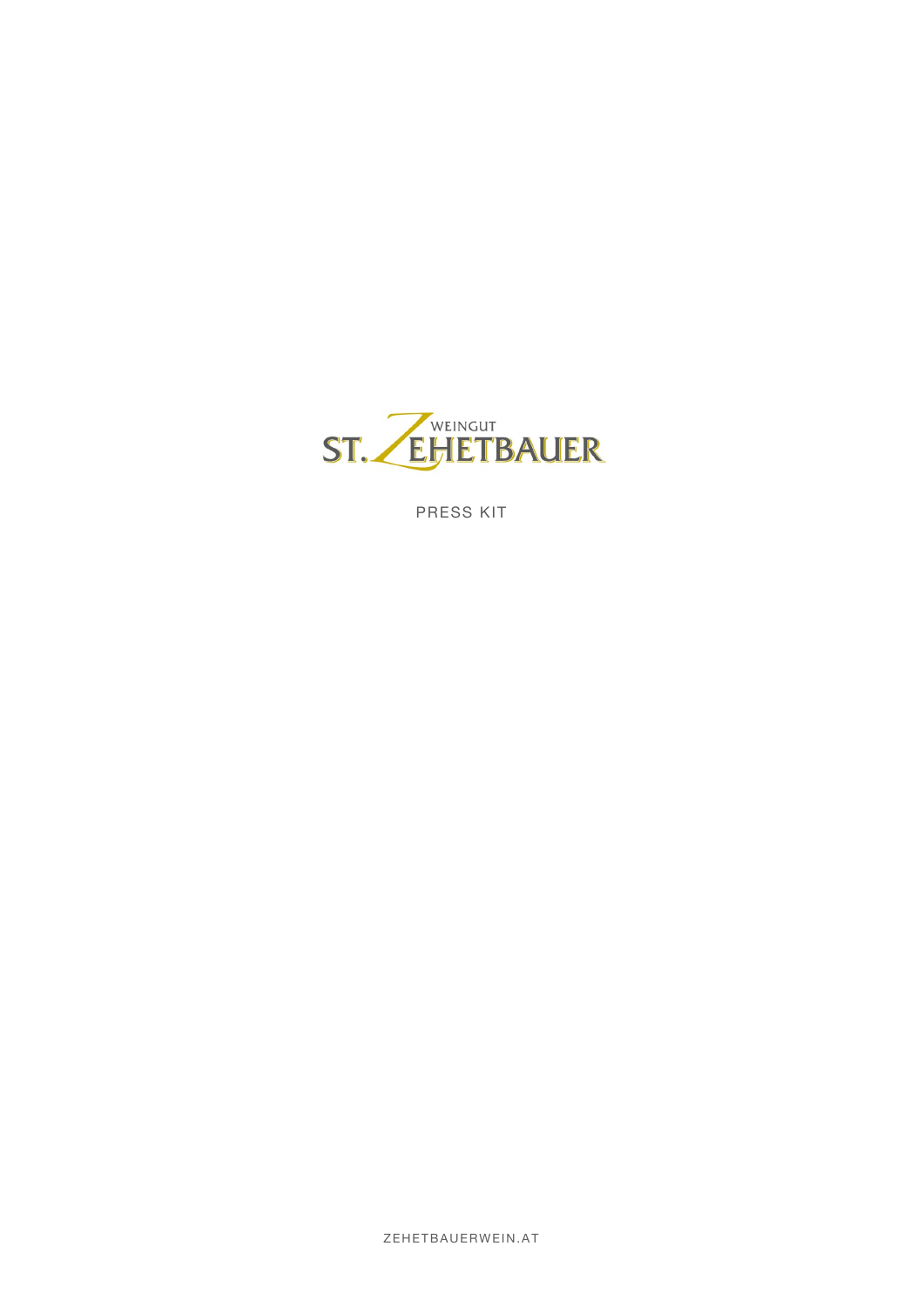# WEINGUT ST. ZEHETBAUER

PRESS KIT

ZEHETBAUERWEIN.AT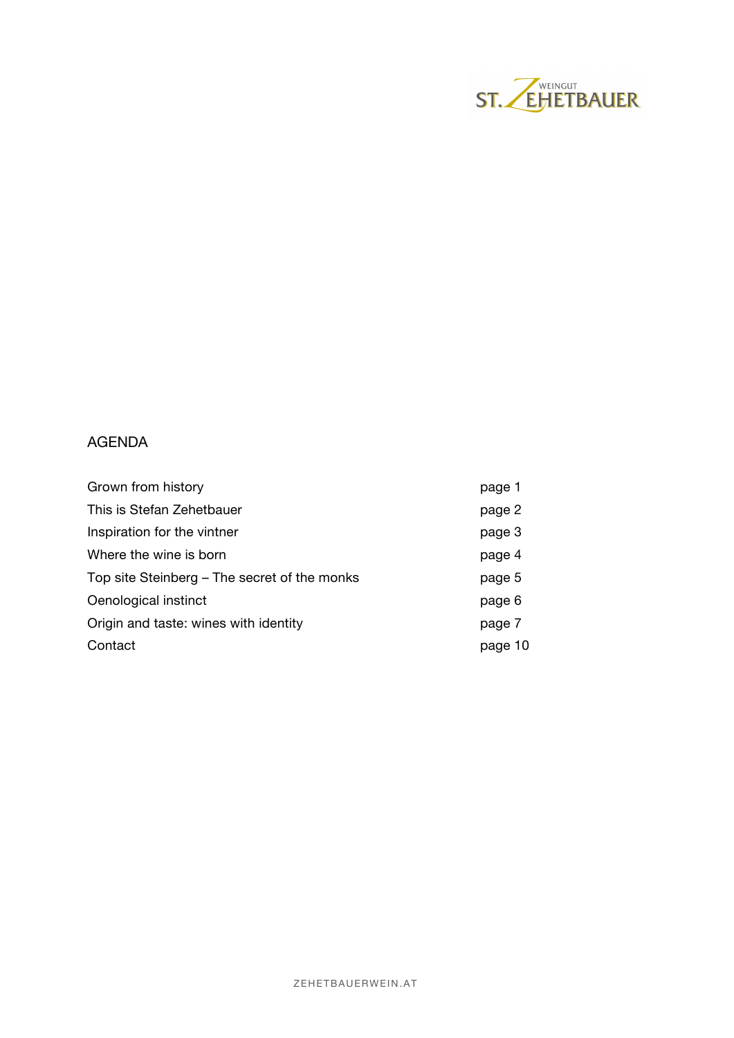WEINGUT ST. ZEHETBAUER

## AGENDA

| | |
|---|---|
| Grown from history | page 1 |
| This is Stefan Zehetbauer | page 2 |
| Inspiration for the vintner | page 3 |
| Where the wine is born | page 4 |
| Top site Steinberg – The secret of the monks | page 5 |
| Oenological instinct | page 6 |
| Origin and taste: wines with identity | page 7 |
| Contact | page 10 |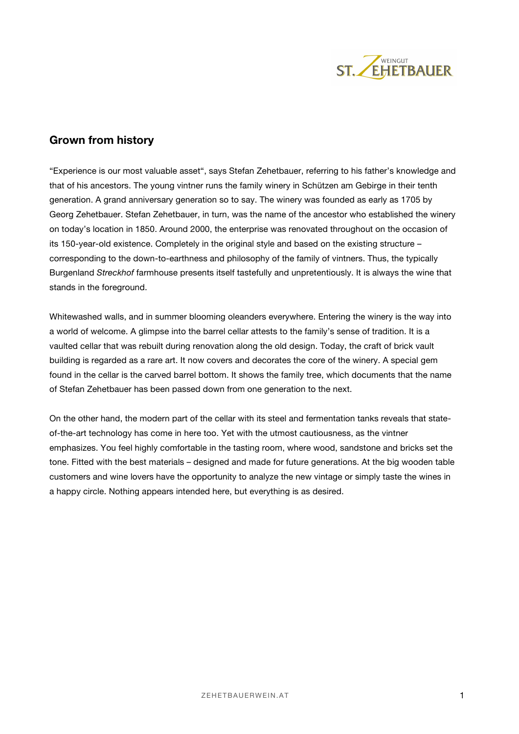## Grown from history

"Experience is our most valuable asset", says Stefan Zehetbauer, referring to his father's knowledge and that of his ancestors. The young vintner runs the family winery in Schützen am Gebirge in their tenth generation. A grand anniversary generation so to say. The winery was founded as early as 1705 by Georg Zehetbauer. Stefan Zehetbauer, in turn, was the name of the ancestor who established the winery on today's location in 1850. Around 2000, the enterprise was renovated throughout on the occasion of its 150-year-old existence. Completely in the original style and based on the existing structure – corresponding to the down-to-earthness and philosophy of the family of vintners. Thus, the typically Burgenland *Streckhof* farmhouse presents itself tastefully and unpretentiously. It is always the wine that stands in the foreground.

Whitewashed walls, and in summer blooming oleanders everywhere. Entering the winery is the way into a world of welcome. A glimpse into the barrel cellar attests to the family's sense of tradition. It is a vaulted cellar that was rebuilt during renovation along the old design. Today, the craft of brick vault building is regarded as a rare art. It now covers and decorates the core of the winery. A special gem found in the cellar is the carved barrel bottom. It shows the family tree, which documents that the name of Stefan Zehetbauer has been passed down from one generation to the next.

On the other hand, the modern part of the cellar with its steel and fermentation tanks reveals that state-of-the-art technology has come in here too. Yet with the utmost cautiousness, as the vintner emphasizes. You feel highly comfortable in the tasting room, where wood, sandstone and bricks set the tone. Fitted with the best materials – designed and made for future generations. At the big wooden table customers and wine lovers have the opportunity to analyze the new vintage or simply taste the wines in a happy circle. Nothing appears intended here, but everything is as desired.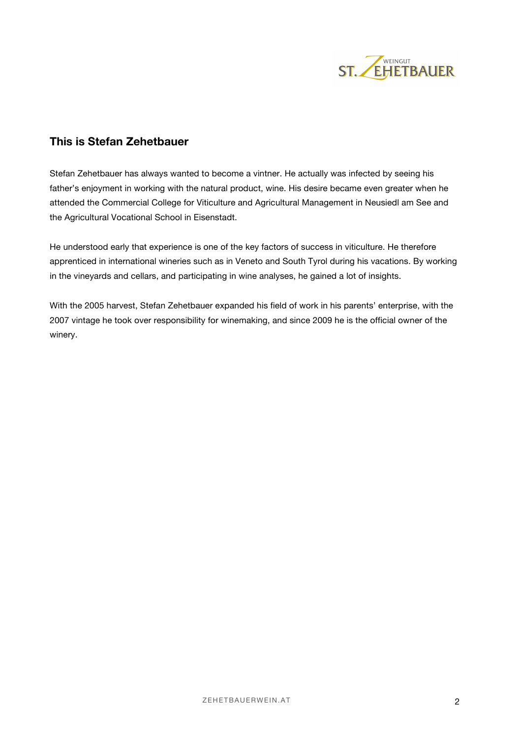## This is Stefan Zehetbauer

Stefan Zehetbauer has always wanted to become a vintner. He actually was infected by seeing his father's enjoyment in working with the natural product, wine. His desire became even greater when he attended the Commercial College for Viticulture and Agricultural Management in Neusiedl am See and the Agricultural Vocational School in Eisenstadt.

He understood early that experience is one of the key factors of success in viticulture. He therefore apprenticed in international wineries such as in Veneto and South Tyrol during his vacations. By working in the vineyards and cellars, and participating in wine analyses, he gained a lot of insights.

With the 2005 harvest, Stefan Zehetbauer expanded his field of work in his parents' enterprise, with the 2007 vintage he took over responsibility for winemaking, and since 2009 he is the official owner of the winery.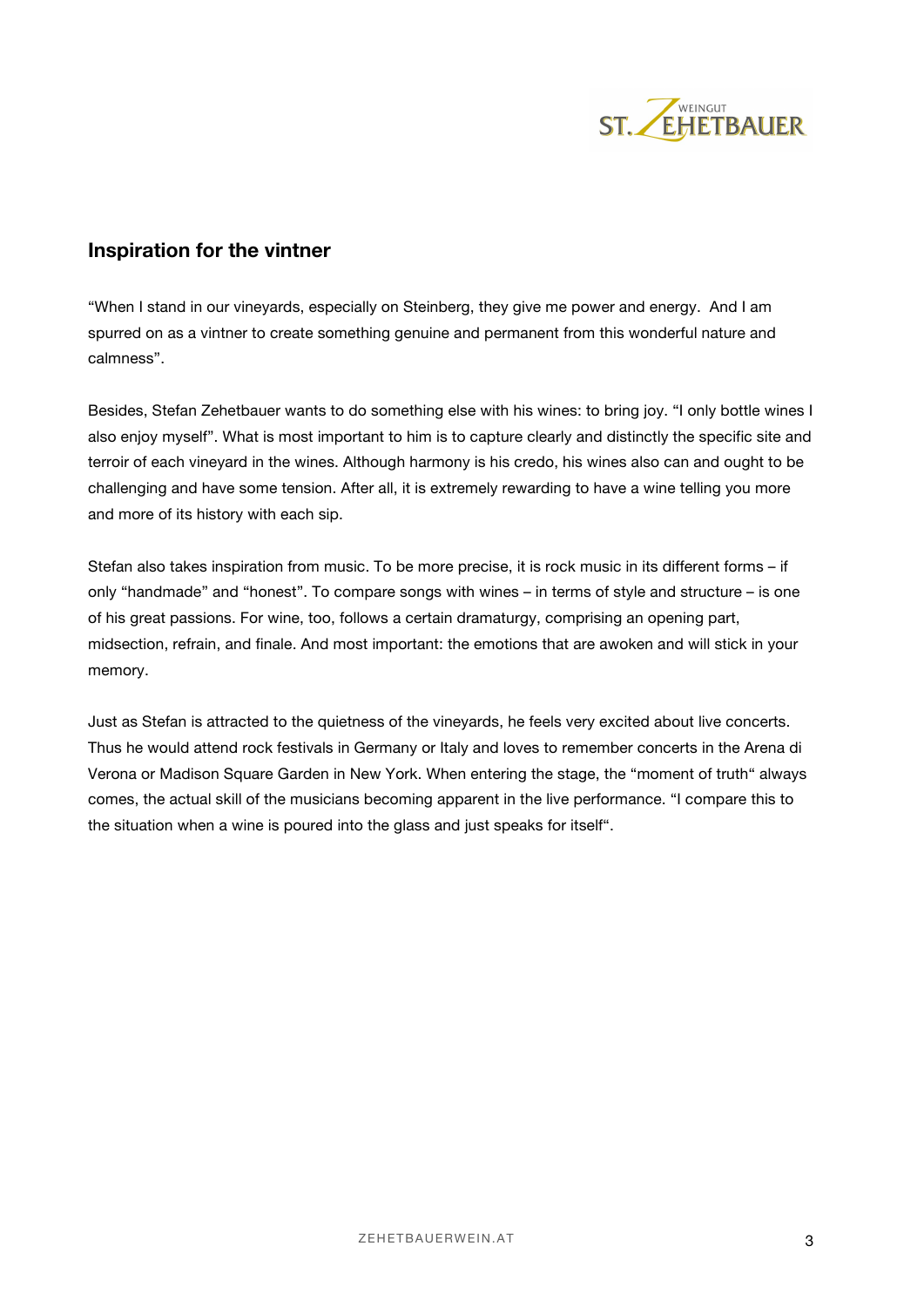## Inspiration for the vintner

"When I stand in our vineyards, especially on Steinberg, they give me power and energy.  And I am spurred on as a vintner to create something genuine and permanent from this wonderful nature and calmness".

Besides, Stefan Zehetbauer wants to do something else with his wines: to bring joy. "I only bottle wines I also enjoy myself". What is most important to him is to capture clearly and distinctly the specific site and terroir of each vineyard in the wines. Although harmony is his credo, his wines also can and ought to be challenging and have some tension. After all, it is extremely rewarding to have a wine telling you more and more of its history with each sip.

Stefan also takes inspiration from music. To be more precise, it is rock music in its different forms – if only "handmade" and "honest". To compare songs with wines – in terms of style and structure – is one of his great passions. For wine, too, follows a certain dramaturgy, comprising an opening part, midsection, refrain, and finale. And most important: the emotions that are awoken and will stick in your memory.

Just as Stefan is attracted to the quietness of the vineyards, he feels very excited about live concerts. Thus he would attend rock festivals in Germany or Italy and loves to remember concerts in the Arena di Verona or Madison Square Garden in New York. When entering the stage, the "moment of truth" always comes, the actual skill of the musicians becoming apparent in the live performance. "I compare this to the situation when a wine is poured into the glass and just speaks for itself".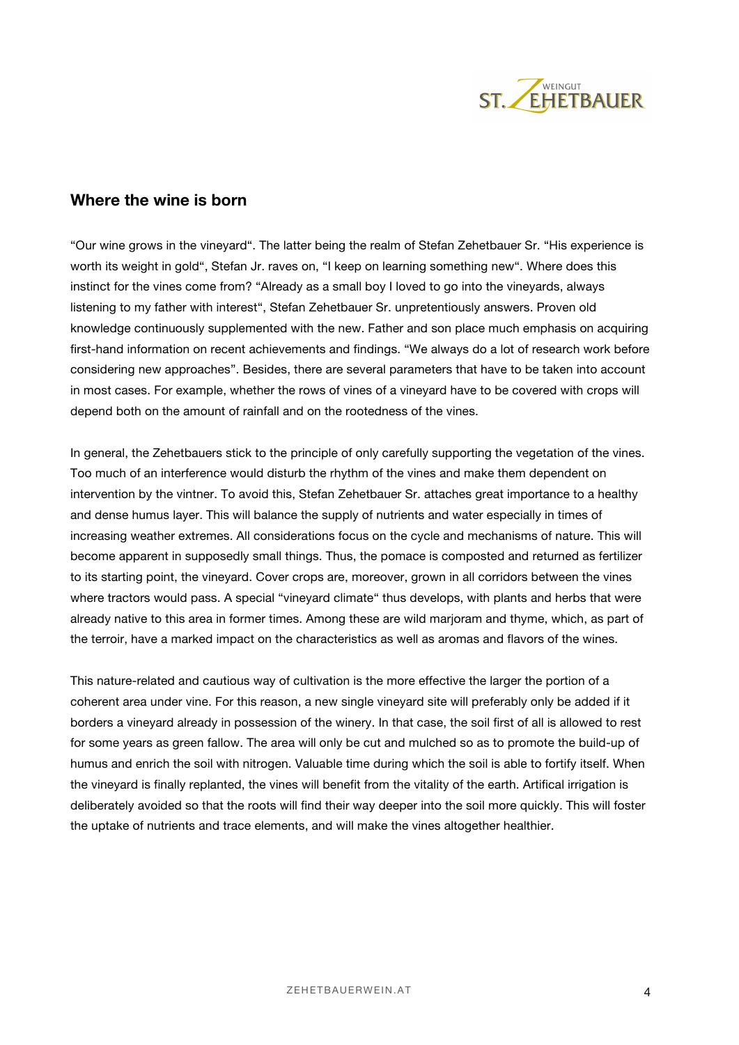## Where the wine is born

"Our wine grows in the vineyard". The latter being the realm of Stefan Zehetbauer Sr. "His experience is worth its weight in gold", Stefan Jr. raves on, "I keep on learning something new". Where does this instinct for the vines come from? "Already as a small boy I loved to go into the vineyards, always listening to my father with interest", Stefan Zehetbauer Sr. unpretentiously answers. Proven old knowledge continuously supplemented with the new. Father and son place much emphasis on acquiring first-hand information on recent achievements and findings. "We always do a lot of research work before considering new approaches". Besides, there are several parameters that have to be taken into account in most cases. For example, whether the rows of vines of a vineyard have to be covered with crops will depend both on the amount of rainfall and on the rootedness of the vines.

In general, the Zehetbauers stick to the principle of only carefully supporting the vegetation of the vines. Too much of an interference would disturb the rhythm of the vines and make them dependent on intervention by the vintner. To avoid this, Stefan Zehetbauer Sr. attaches great importance to a healthy and dense humus layer. This will balance the supply of nutrients and water especially in times of increasing weather extremes. All considerations focus on the cycle and mechanisms of nature. This will become apparent in supposedly small things. Thus, the pomace is composted and returned as fertilizer to its starting point, the vineyard. Cover crops are, moreover, grown in all corridors between the vines where tractors would pass. A special "vineyard climate" thus develops, with plants and herbs that were already native to this area in former times. Among these are wild marjoram and thyme, which, as part of the terroir, have a marked impact on the characteristics as well as aromas and flavors of the wines.

This nature-related and cautious way of cultivation is the more effective the larger the portion of a coherent area under vine. For this reason, a new single vineyard site will preferably only be added if it borders a vineyard already in possession of the winery. In that case, the soil first of all is allowed to rest for some years as green fallow. The area will only be cut and mulched so as to promote the build-up of humus and enrich the soil with nitrogen. Valuable time during which the soil is able to fortify itself. When the vineyard is finally replanted, the vines will benefit from the vitality of the earth. Artifical irrigation is deliberately avoided so that the roots will find their way deeper into the soil more quickly. This will foster the uptake of nutrients and trace elements, and will make the vines altogether healthier.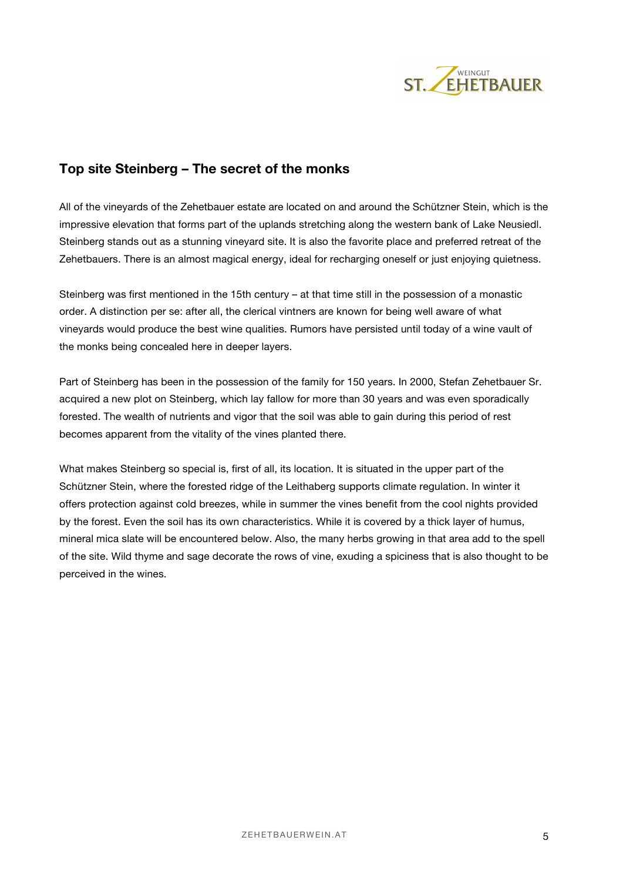## Top site Steinberg – The secret of the monks

All of the vineyards of the Zehetbauer estate are located on and around the Schützner Stein, which is the impressive elevation that forms part of the uplands stretching along the western bank of Lake Neusiedl. Steinberg stands out as a stunning vineyard site. It is also the favorite place and preferred retreat of the Zehetbauers. There is an almost magical energy, ideal for recharging oneself or just enjoying quietness.

Steinberg was first mentioned in the 15th century – at that time still in the possession of a monastic order. A distinction per se: after all, the clerical vintners are known for being well aware of what vineyards would produce the best wine qualities. Rumors have persisted until today of a wine vault of the monks being concealed here in deeper layers.

Part of Steinberg has been in the possession of the family for 150 years. In 2000, Stefan Zehetbauer Sr. acquired a new plot on Steinberg, which lay fallow for more than 30 years and was even sporadically forested. The wealth of nutrients and vigor that the soil was able to gain during this period of rest becomes apparent from the vitality of the vines planted there.

What makes Steinberg so special is, first of all, its location. It is situated in the upper part of the Schützner Stein, where the forested ridge of the Leithaberg supports climate regulation. In winter it offers protection against cold breezes, while in summer the vines benefit from the cool nights provided by the forest. Even the soil has its own characteristics. While it is covered by a thick layer of humus, mineral mica slate will be encountered below. Also, the many herbs growing in that area add to the spell of the site. Wild thyme and sage decorate the rows of vine, exuding a spiciness that is also thought to be perceived in the wines.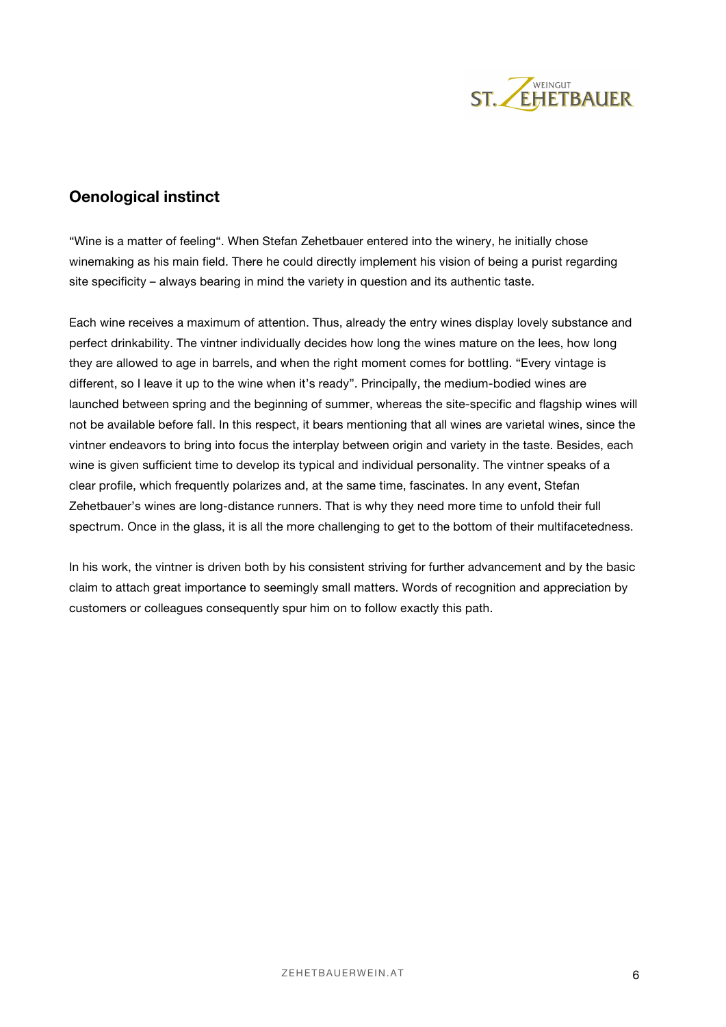## Oenological instinct

"Wine is a matter of feeling". When Stefan Zehetbauer entered into the winery, he initially chose winemaking as his main field. There he could directly implement his vision of being a purist regarding site specificity – always bearing in mind the variety in question and its authentic taste.

Each wine receives a maximum of attention. Thus, already the entry wines display lovely substance and perfect drinkability. The vintner individually decides how long the wines mature on the lees, how long they are allowed to age in barrels, and when the right moment comes for bottling. "Every vintage is different, so I leave it up to the wine when it's ready". Principally, the medium-bodied wines are launched between spring and the beginning of summer, whereas the site-specific and flagship wines will not be available before fall. In this respect, it bears mentioning that all wines are varietal wines, since the vintner endeavors to bring into focus the interplay between origin and variety in the taste. Besides, each wine is given sufficient time to develop its typical and individual personality. The vintner speaks of a clear profile, which frequently polarizes and, at the same time, fascinates. In any event, Stefan Zehetbauer's wines are long-distance runners. That is why they need more time to unfold their full spectrum. Once in the glass, it is all the more challenging to get to the bottom of their multifacetedness.

In his work, the vintner is driven both by his consistent striving for further advancement and by the basic claim to attach great importance to seemingly small matters. Words of recognition and appreciation by customers or colleagues consequently spur him on to follow exactly this path.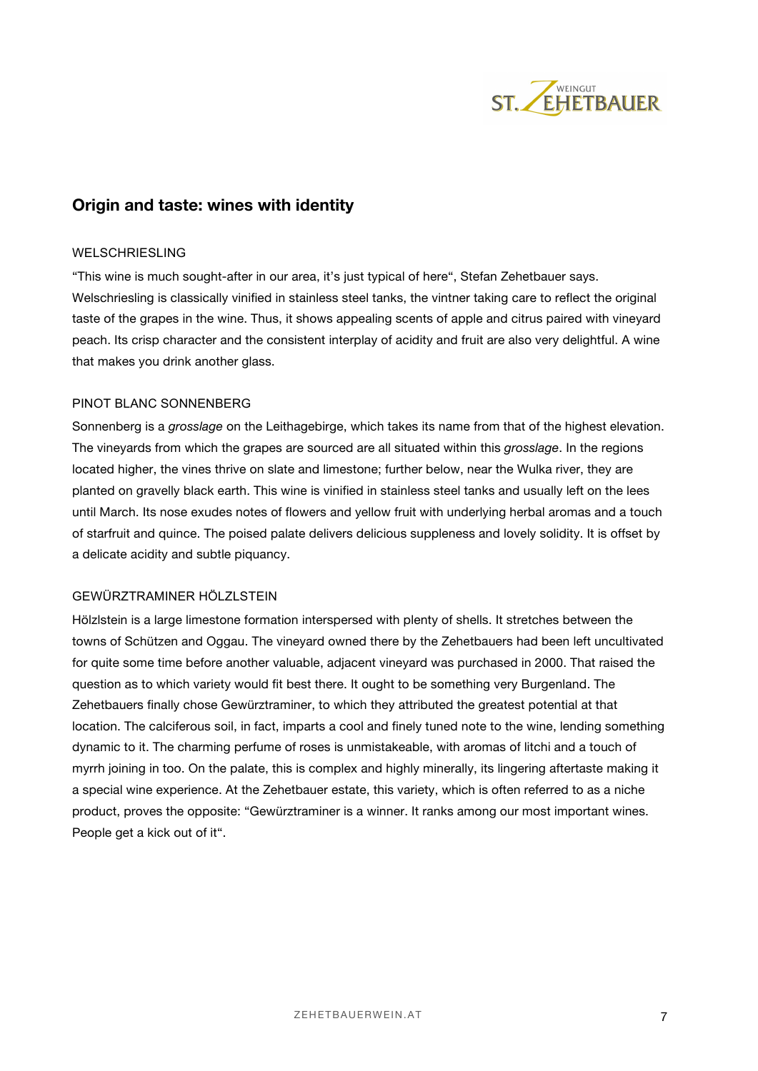## Origin and taste: wines with identity

WELSCHRIESLING

"This wine is much sought-after in our area, it's just typical of here", Stefan Zehetbauer says. Welschriesling is classically vinified in stainless steel tanks, the vintner taking care to reflect the original taste of the grapes in the wine. Thus, it shows appealing scents of apple and citrus paired with vineyard peach. Its crisp character and the consistent interplay of acidity and fruit are also very delightful. A wine that makes you drink another glass.

PINOT BLANC SONNENBERG

Sonnenberg is a *grosslage* on the Leithagebirge, which takes its name from that of the highest elevation. The vineyards from which the grapes are sourced are all situated within this *grosslage*. In the regions located higher, the vines thrive on slate and limestone; further below, near the Wulka river, they are planted on gravelly black earth. This wine is vinified in stainless steel tanks and usually left on the lees until March. Its nose exudes notes of flowers and yellow fruit with underlying herbal aromas and a touch of starfruit and quince. The poised palate delivers delicious suppleness and lovely solidity. It is offset by a delicate acidity and subtle piquancy.

GEWÜRZTRAMINER HÖLZLSTEIN

Hölzlstein is a large limestone formation interspersed with plenty of shells. It stretches between the towns of Schützen and Oggau. The vineyard owned there by the Zehetbauers had been left uncultivated for quite some time before another valuable, adjacent vineyard was purchased in 2000. That raised the question as to which variety would fit best there. It ought to be something very Burgenland. The Zehetbauers finally chose Gewürztraminer, to which they attributed the greatest potential at that location. The calciferous soil, in fact, imparts a cool and finely tuned note to the wine, lending something dynamic to it. The charming perfume of roses is unmistakeable, with aromas of litchi and a touch of myrrh joining in too. On the palate, this is complex and highly minerally, its lingering aftertaste making it a special wine experience. At the Zehetbauer estate, this variety, which is often referred to as a niche product, proves the opposite: "Gewürztraminer is a winner. It ranks among our most important wines. People get a kick out of it".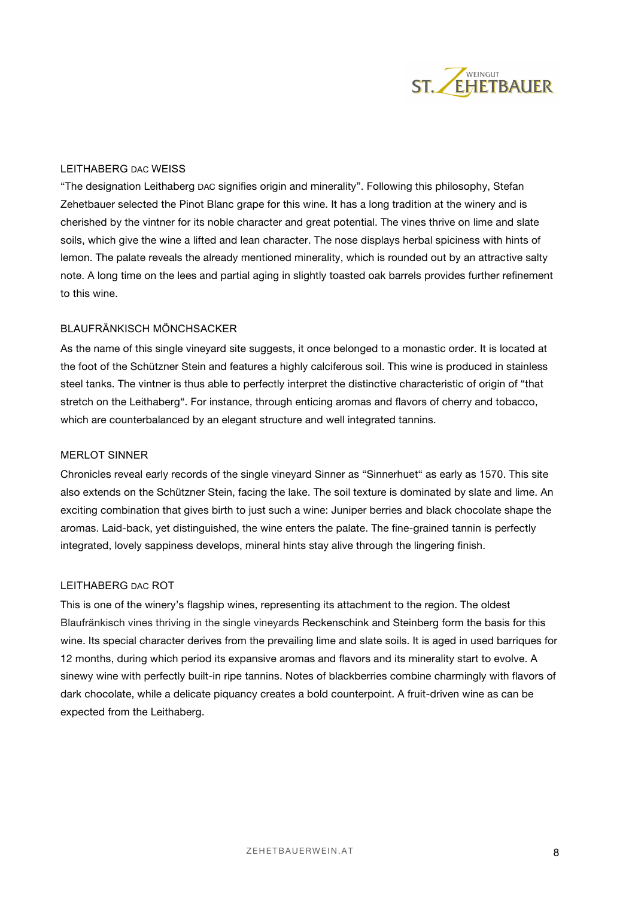## LEITHABERG DAC WEISS

"The designation Leithaberg DAC signifies origin and minerality". Following this philosophy, Stefan Zehetbauer selected the Pinot Blanc grape for this wine. It has a long tradition at the winery and is cherished by the vintner for its noble character and great potential. The vines thrive on lime and slate soils, which give the wine a lifted and lean character. The nose displays herbal spiciness with hints of lemon. The palate reveals the already mentioned minerality, which is rounded out by an attractive salty note. A long time on the lees and partial aging in slightly toasted oak barrels provides further refinement to this wine.

## BLAUFRÄNKISCH MÖNCHSACKER

As the name of this single vineyard site suggests, it once belonged to a monastic order. It is located at the foot of the Schützner Stein and features a highly calciferous soil. This wine is produced in stainless steel tanks. The vintner is thus able to perfectly interpret the distinctive characteristic of origin of "that stretch on the Leithaberg". For instance, through enticing aromas and flavors of cherry and tobacco, which are counterbalanced by an elegant structure and well integrated tannins.

## MERLOT SINNER

Chronicles reveal early records of the single vineyard Sinner as "Sinnerhuet" as early as 1570. This site also extends on the Schützner Stein, facing the lake. The soil texture is dominated by slate and lime. An exciting combination that gives birth to just such a wine: Juniper berries and black chocolate shape the aromas. Laid-back, yet distinguished, the wine enters the palate. The fine-grained tannin is perfectly integrated, lovely sappiness develops, mineral hints stay alive through the lingering finish.

## LEITHABERG DAC ROT

This is one of the winery's flagship wines, representing its attachment to the region. The oldest Blaufränkisch vines thriving in the single vineyards Reckenschink and Steinberg form the basis for this wine. Its special character derives from the prevailing lime and slate soils. It is aged in used barriques for 12 months, during which period its expansive aromas and flavors and its minerality start to evolve. A sinewy wine with perfectly built-in ripe tannins. Notes of blackberries combine charmingly with flavors of dark chocolate, while a delicate piquancy creates a bold counterpoint. A fruit-driven wine as can be expected from the Leithaberg.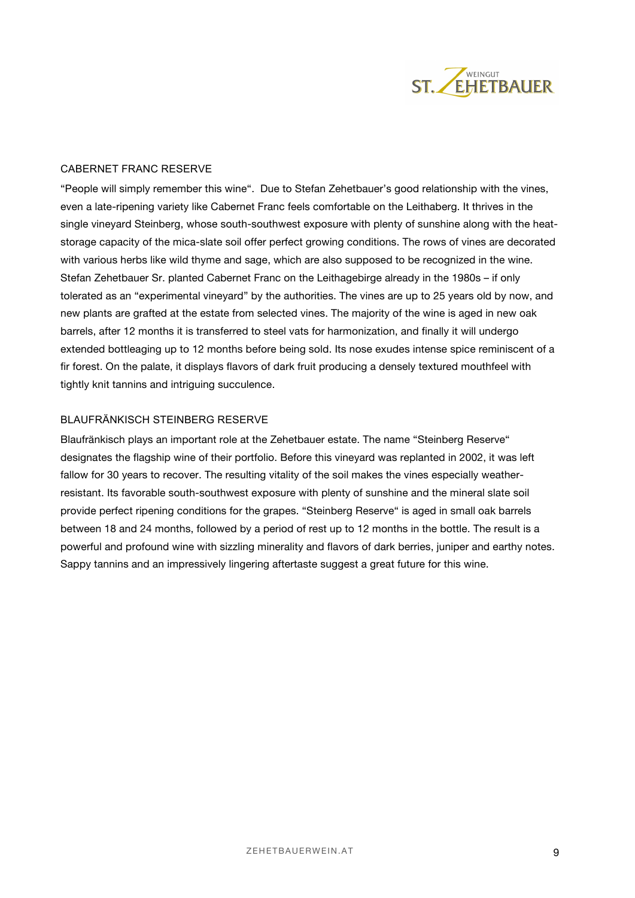## CABERNET FRANC RESERVE

"People will simply remember this wine". Due to Stefan Zehetbauer's good relationship with the vines, even a late-ripening variety like Cabernet Franc feels comfortable on the Leithaberg. It thrives in the single vineyard Steinberg, whose south-southwest exposure with plenty of sunshine along with the heat-storage capacity of the mica-slate soil offer perfect growing conditions. The rows of vines are decorated with various herbs like wild thyme and sage, which are also supposed to be recognized in the wine. Stefan Zehetbauer Sr. planted Cabernet Franc on the Leithagebirge already in the 1980s – if only tolerated as an "experimental vineyard" by the authorities. The vines are up to 25 years old by now, and new plants are grafted at the estate from selected vines. The majority of the wine is aged in new oak barrels, after 12 months it is transferred to steel vats for harmonization, and finally it will undergo extended bottleaging up to 12 months before being sold. Its nose exudes intense spice reminiscent of a fir forest. On the palate, it displays flavors of dark fruit producing a densely textured mouthfeel with tightly knit tannins and intriguing succulence.

## BLAUFRÄNKISCH STEINBERG RESERVE

Blaufränkisch plays an important role at the Zehetbauer estate. The name "Steinberg Reserve" designates the flagship wine of their portfolio. Before this vineyard was replanted in 2002, it was left fallow for 30 years to recover. The resulting vitality of the soil makes the vines especially weather-resistant. Its favorable south-southwest exposure with plenty of sunshine and the mineral slate soil provide perfect ripening conditions for the grapes. "Steinberg Reserve" is aged in small oak barrels between 18 and 24 months, followed by a period of rest up to 12 months in the bottle. The result is a powerful and profound wine with sizzling minerality and flavors of dark berries, juniper and earthy notes. Sappy tannins and an impressively lingering aftertaste suggest a great future for this wine.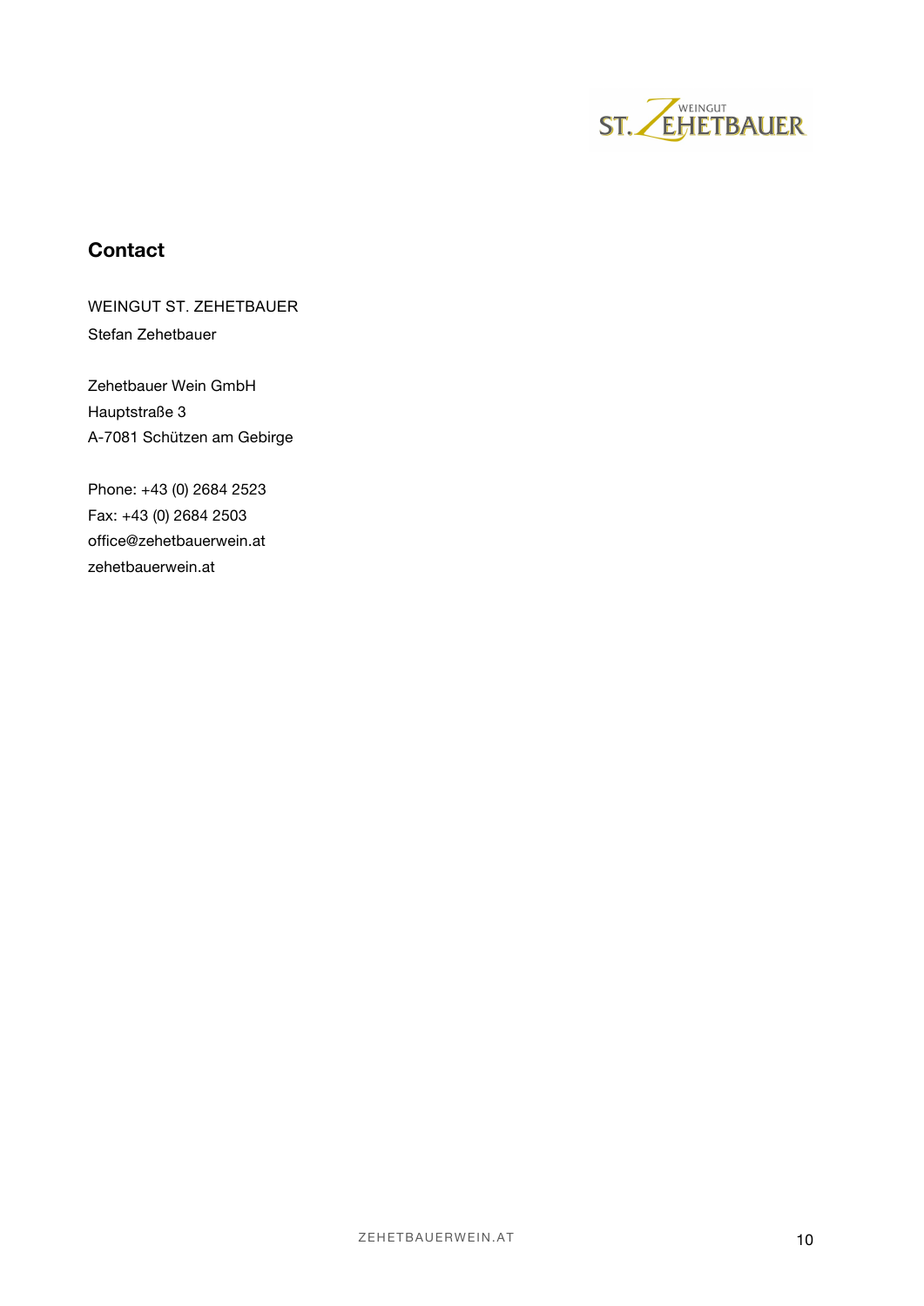## Contact

WEINGUT ST. ZEHETBAUER
Stefan Zehetbauer

Zehetbauer Wein GmbH
Hauptstraße 3
A-7081 Schützen am Gebirge

Phone: +43 (0) 2684 2523
Fax: +43 (0) 2684 2503
office@zehetbauerwein.at
zehetbauerwein.at